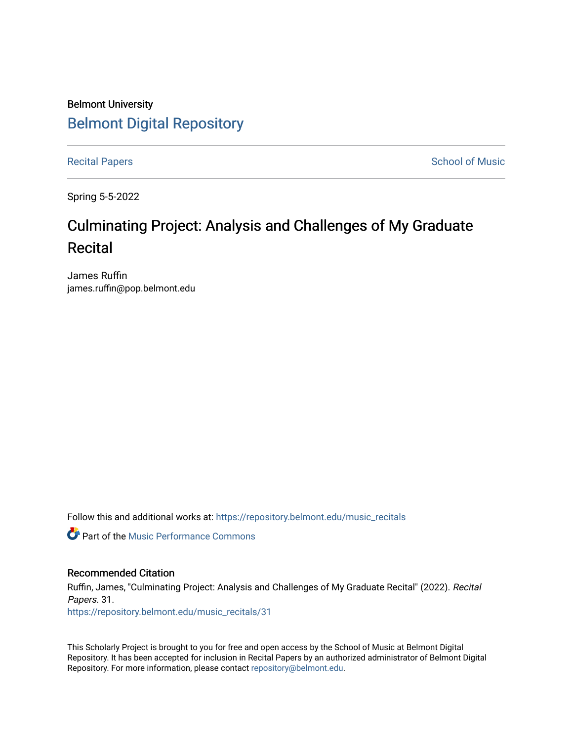Belmont University

# Belmont Digital Repository

Recital Papers School of Music

Spring 5-5-2022

## Culminating Project: Analysis and Challenges of My Graduate Recital

James Ruffin
james.ruffin@pop.belmont.edu

Follow this and additional works at: https://repository.belmont.edu/music_recitals

Part of the Music Performance Commons

### Recommended Citation

Ruffin, James, "Culminating Project: Analysis and Challenges of My Graduate Recital" (2022). *Recital Papers*. 31.
https://repository.belmont.edu/music_recitals/31

This Scholarly Project is brought to you for free and open access by the School of Music at Belmont Digital Repository. It has been accepted for inclusion in Recital Papers by an authorized administrator of Belmont Digital Repository. For more information, please contact repository@belmont.edu.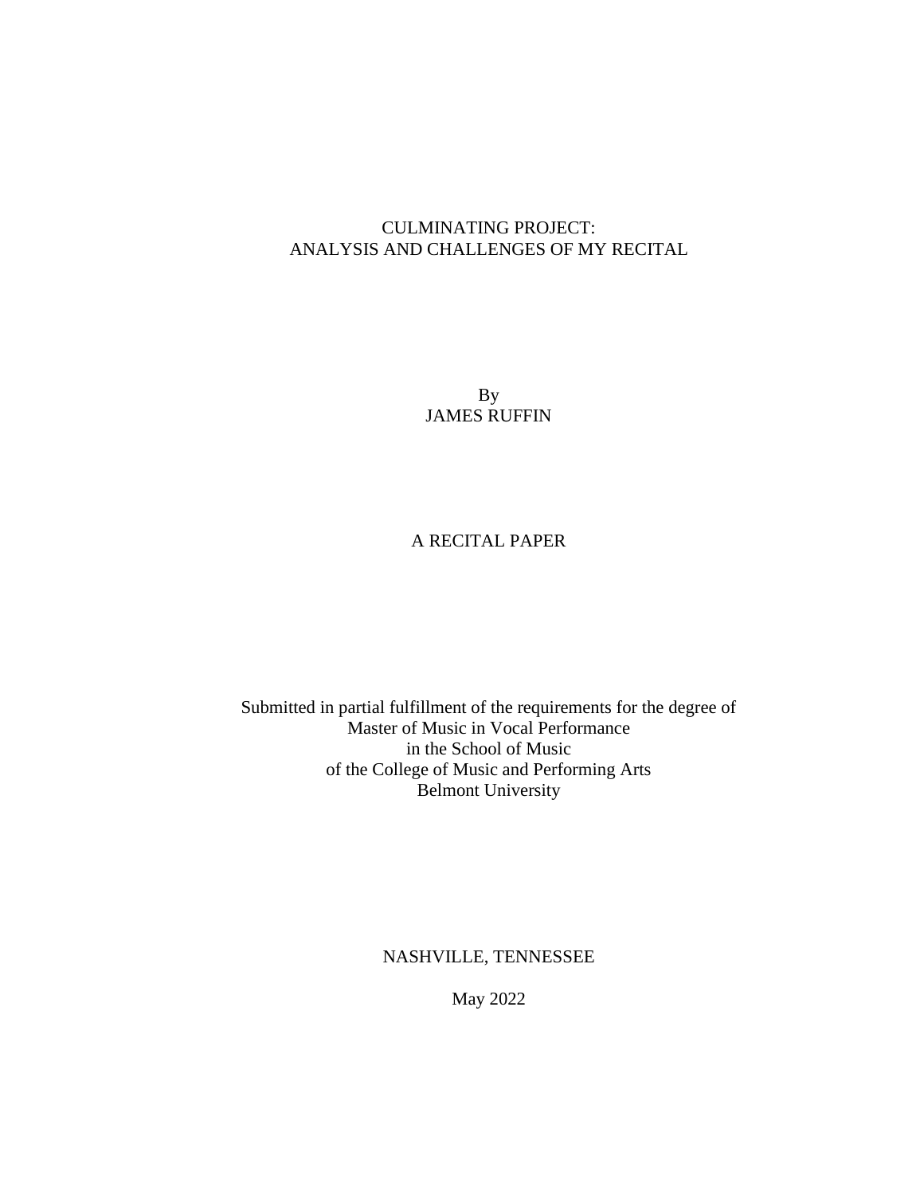# CULMINATING PROJECT:
# ANALYSIS AND CHALLENGES OF MY RECITAL

By
JAMES RUFFIN

A RECITAL PAPER

Submitted in partial fulfillment of the requirements for the degree of
Master of Music in Vocal Performance
in the School of Music
of the College of Music and Performing Arts
Belmont University

NASHVILLE, TENNESSEE

May 2022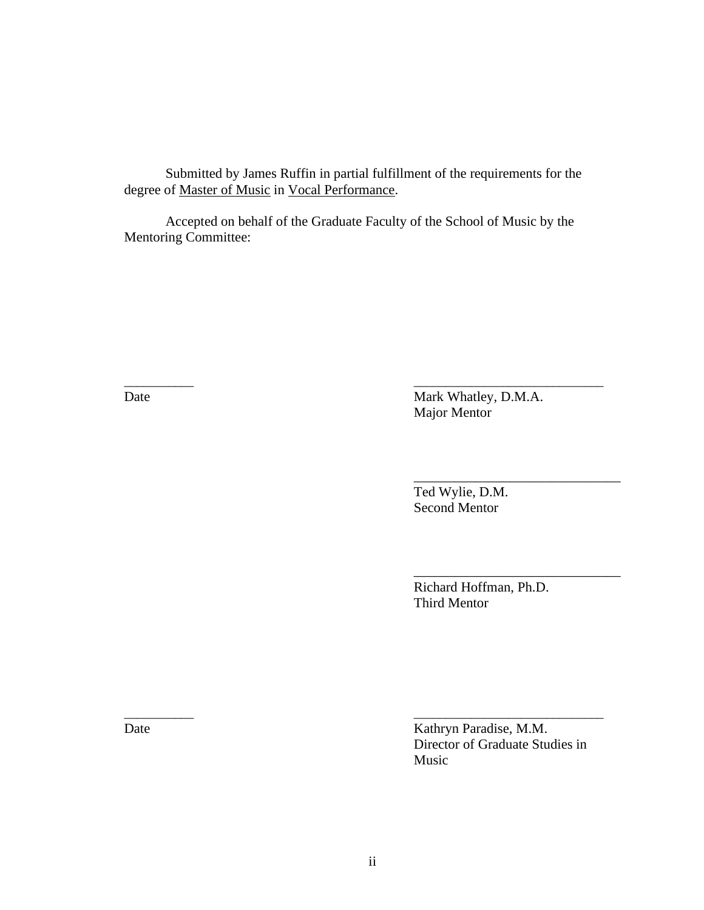Submitted by James Ruffin in partial fulfillment of the requirements for the degree of Master of Music in Vocal Performance.

Accepted on behalf of the Graduate Faculty of the School of Music by the Mentoring Committee:

__________ Date

____________________________
Mark Whatley, D.M.A.
Major Mentor

____________________________
Ted Wylie, D.M.
Second Mentor

____________________________
Richard Hoffman, Ph.D.
Third Mentor

__________ Date

____________________________
Kathryn Paradise, M.M.
Director of Graduate Studies in Music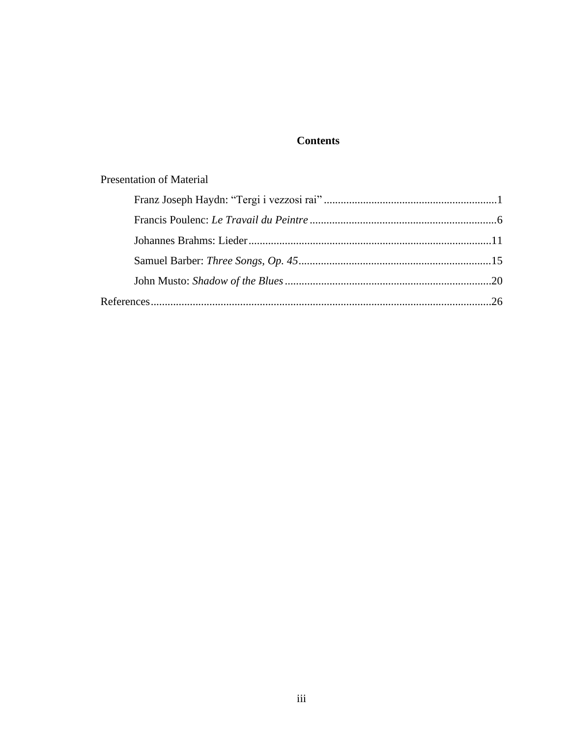# Contents

Presentation of Material

- Franz Joseph Haydn: "Tergi i vezzosi rai" .....1
- Francis Poulenc: *Le Travail du Peintre* .....6
- Johannes Brahms: Lieder .....11
- Samuel Barber: *Three Songs, Op. 45* .....15
- John Musto: *Shadow of the Blues* .....20

References .....26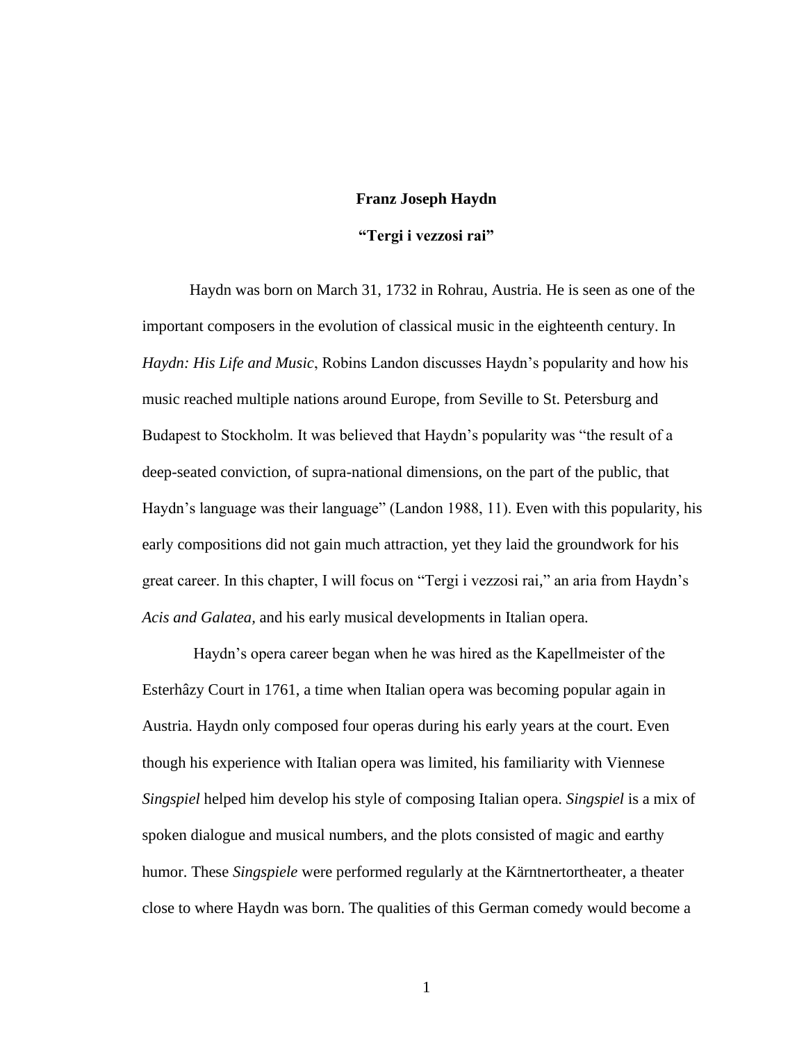## Franz Joseph Haydn

### "Tergi i vezzosi rai"

Haydn was born on March 31, 1732 in Rohrau, Austria. He is seen as one of the important composers in the evolution of classical music in the eighteenth century. In *Haydn: His Life and Music*, Robins Landon discusses Haydn's popularity and how his music reached multiple nations around Europe, from Seville to St. Petersburg and Budapest to Stockholm. It was believed that Haydn's popularity was "the result of a deep-seated conviction, of supra-national dimensions, on the part of the public, that Haydn's language was their language" (Landon 1988, 11). Even with this popularity, his early compositions did not gain much attraction, yet they laid the groundwork for his great career. In this chapter, I will focus on "Tergi i vezzosi rai," an aria from Haydn's *Acis and Galatea,* and his early musical developments in Italian opera.

Haydn's opera career began when he was hired as the Kapellmeister of the Esterhâzy Court in 1761, a time when Italian opera was becoming popular again in Austria. Haydn only composed four operas during his early years at the court. Even though his experience with Italian opera was limited, his familiarity with Viennese *Singspiel* helped him develop his style of composing Italian opera. *Singspiel* is a mix of spoken dialogue and musical numbers, and the plots consisted of magic and earthy humor. These *Singspiele* were performed regularly at the Kärntnertortheater, a theater close to where Haydn was born. The qualities of this German comedy would become a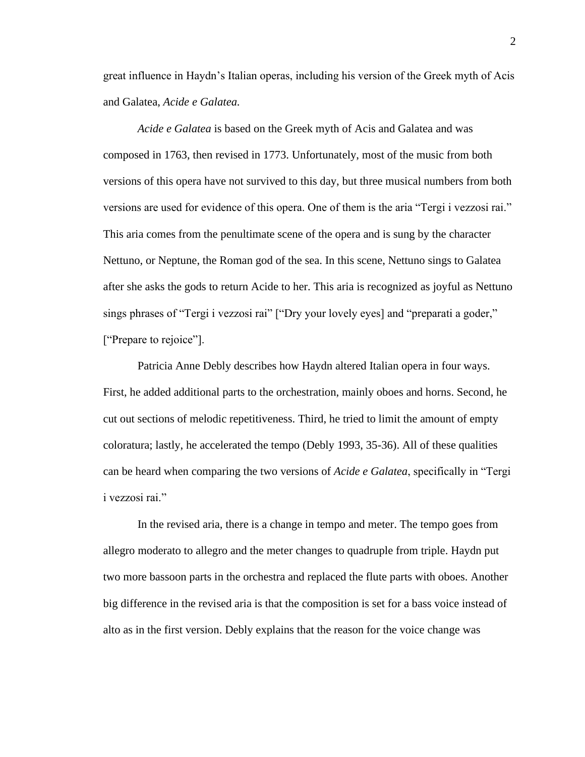great influence in Haydn's Italian operas, including his version of the Greek myth of Acis and Galatea, *Acide e Galatea*.

*Acide e Galatea* is based on the Greek myth of Acis and Galatea and was composed in 1763, then revised in 1773. Unfortunately, most of the music from both versions of this opera have not survived to this day, but three musical numbers from both versions are used for evidence of this opera. One of them is the aria "Tergi i vezzosi rai." This aria comes from the penultimate scene of the opera and is sung by the character Nettuno, or Neptune, the Roman god of the sea. In this scene, Nettuno sings to Galatea after she asks the gods to return Acide to her. This aria is recognized as joyful as Nettuno sings phrases of "Tergi i vezzosi rai" ["Dry your lovely eyes] and "preparati a goder," ["Prepare to rejoice"].

Patricia Anne Debly describes how Haydn altered Italian opera in four ways. First, he added additional parts to the orchestration, mainly oboes and horns. Second, he cut out sections of melodic repetitiveness. Third, he tried to limit the amount of empty coloratura; lastly, he accelerated the tempo (Debly 1993, 35-36). All of these qualities can be heard when comparing the two versions of *Acide e Galatea*, specifically in "Tergi i vezzosi rai."

In the revised aria, there is a change in tempo and meter. The tempo goes from allegro moderato to allegro and the meter changes to quadruple from triple. Haydn put two more bassoon parts in the orchestra and replaced the flute parts with oboes. Another big difference in the revised aria is that the composition is set for a bass voice instead of alto as in the first version. Debly explains that the reason for the voice change was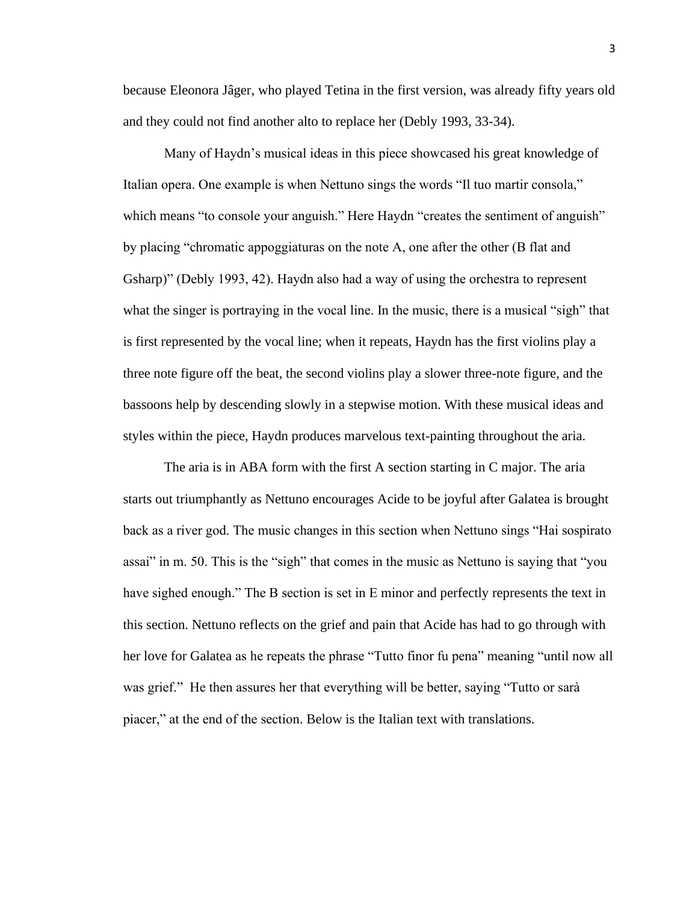because Eleonora Jâger, who played Tetina in the first version, was already fifty years old and they could not find another alto to replace her (Debly 1993, 33-34).

Many of Haydn's musical ideas in this piece showcased his great knowledge of Italian opera. One example is when Nettuno sings the words "Il tuo martir consola," which means "to console your anguish." Here Haydn "creates the sentiment of anguish" by placing "chromatic appoggiaturas on the note A, one after the other (B flat and Gsharp)" (Debly 1993, 42). Haydn also had a way of using the orchestra to represent what the singer is portraying in the vocal line. In the music, there is a musical "sigh" that is first represented by the vocal line; when it repeats, Haydn has the first violins play a three note figure off the beat, the second violins play a slower three-note figure, and the bassoons help by descending slowly in a stepwise motion. With these musical ideas and styles within the piece, Haydn produces marvelous text-painting throughout the aria.

The aria is in ABA form with the first A section starting in C major. The aria starts out triumphantly as Nettuno encourages Acide to be joyful after Galatea is brought back as a river god. The music changes in this section when Nettuno sings "Hai sospirato assai" in m. 50. This is the "sigh" that comes in the music as Nettuno is saying that "you have sighed enough." The B section is set in E minor and perfectly represents the text in this section. Nettuno reflects on the grief and pain that Acide has had to go through with her love for Galatea as he repeats the phrase "Tutto finor fu pena" meaning "until now all was grief." He then assures her that everything will be better, saying "Tutto or sarà piacer," at the end of the section. Below is the Italian text with translations.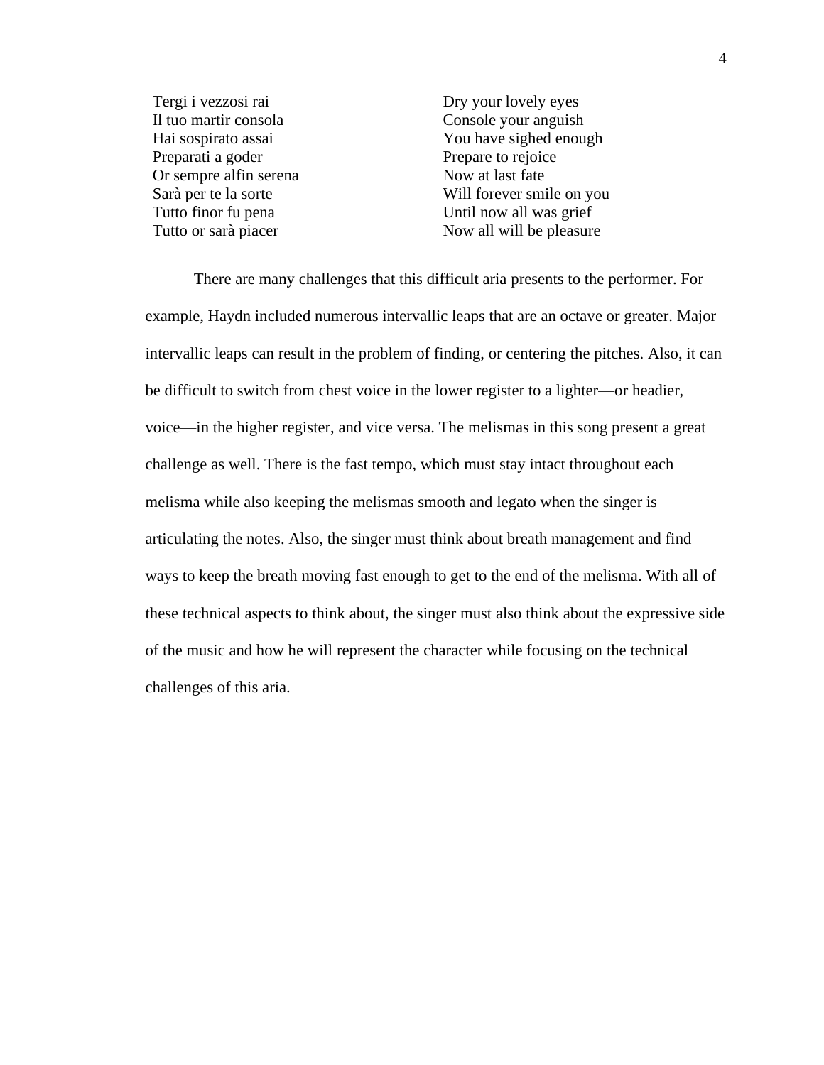| Tergi i vezzosi rai | Dry your lovely eyes |
|---|---|
| Il tuo martir consola | Console your anguish |
| Hai sospirato assai | You have sighed enough |
| Preparati a goder | Prepare to rejoice |
| Or sempre alfin serena | Now at last fate |
| Sarà per te la sorte | Will forever smile on you |
| Tutto finor fu pena | Until now all was grief |
| Tutto or sarà piacer | Now all will be pleasure |

There are many challenges that this difficult aria presents to the performer. For example, Haydn included numerous intervallic leaps that are an octave or greater. Major intervallic leaps can result in the problem of finding, or centering the pitches. Also, it can be difficult to switch from chest voice in the lower register to a lighter—or headier, voice—in the higher register, and vice versa. The melismas in this song present a great challenge as well. There is the fast tempo, which must stay intact throughout each melisma while also keeping the melismas smooth and legato when the singer is articulating the notes. Also, the singer must think about breath management and find ways to keep the breath moving fast enough to get to the end of the melisma. With all of these technical aspects to think about, the singer must also think about the expressive side of the music and how he will represent the character while focusing on the technical challenges of this aria.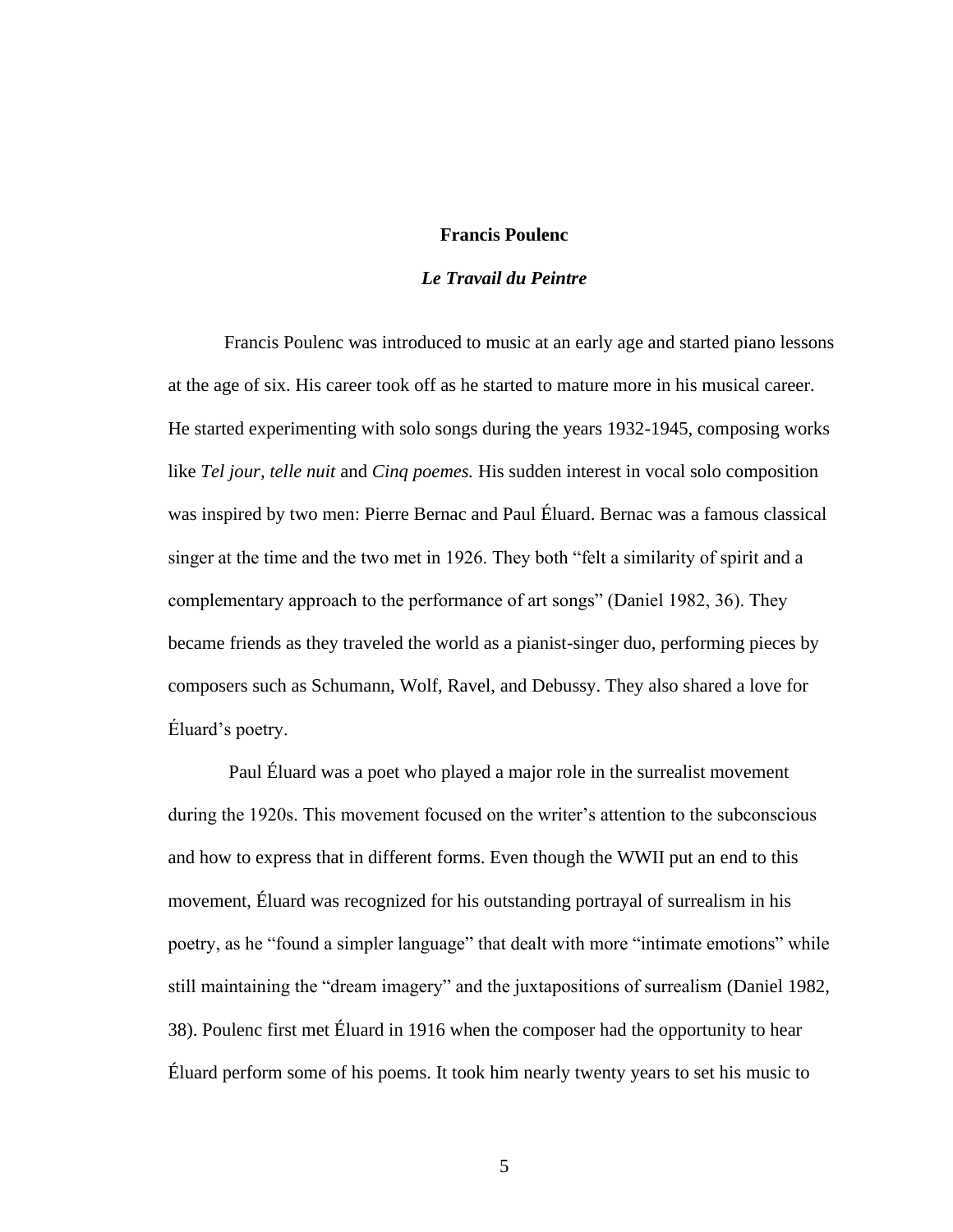## Francis Poulenc

### *Le Travail du Peintre*

Francis Poulenc was introduced to music at an early age and started piano lessons at the age of six. His career took off as he started to mature more in his musical career. He started experimenting with solo songs during the years 1932-1945, composing works like *Tel jour, telle nuit* and *Cinq poemes.* His sudden interest in vocal solo composition was inspired by two men: Pierre Bernac and Paul Éluard. Bernac was a famous classical singer at the time and the two met in 1926. They both "felt a similarity of spirit and a complementary approach to the performance of art songs" (Daniel 1982, 36). They became friends as they traveled the world as a pianist-singer duo, performing pieces by composers such as Schumann, Wolf, Ravel, and Debussy. They also shared a love for Éluard's poetry.

Paul Éluard was a poet who played a major role in the surrealist movement during the 1920s. This movement focused on the writer's attention to the subconscious and how to express that in different forms. Even though the WWII put an end to this movement, Éluard was recognized for his outstanding portrayal of surrealism in his poetry, as he "found a simpler language" that dealt with more "intimate emotions" while still maintaining the "dream imagery" and the juxtapositions of surrealism (Daniel 1982, 38). Poulenc first met Éluard in 1916 when the composer had the opportunity to hear Éluard perform some of his poems. It took him nearly twenty years to set his music to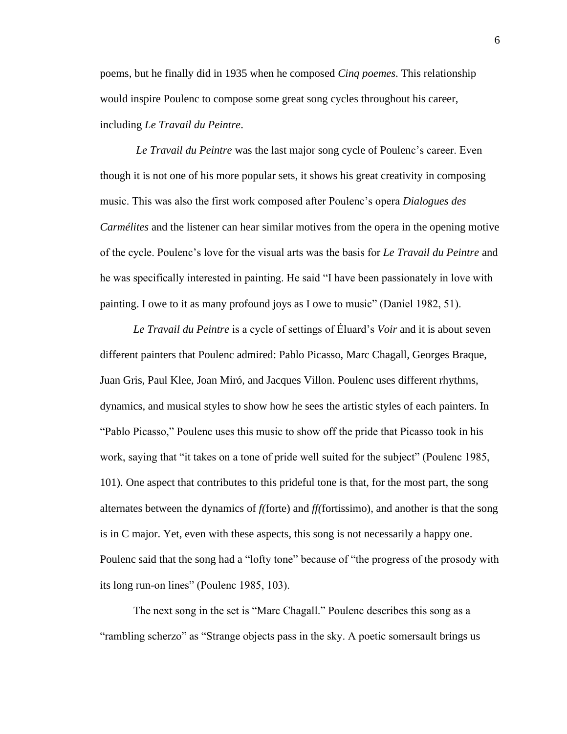poems, but he finally did in 1935 when he composed *Cinq poemes*. This relationship would inspire Poulenc to compose some great song cycles throughout his career, including *Le Travail du Peintre*.

*Le Travail du Peintre* was the last major song cycle of Poulenc's career. Even though it is not one of his more popular sets, it shows his great creativity in composing music. This was also the first work composed after Poulenc's opera *Dialogues des Carmélites* and the listener can hear similar motives from the opera in the opening motive of the cycle. Poulenc's love for the visual arts was the basis for *Le Travail du Peintre* and he was specifically interested in painting. He said "I have been passionately in love with painting. I owe to it as many profound joys as I owe to music" (Daniel 1982, 51).

*Le Travail du Peintre* is a cycle of settings of Éluard's *Voir* and it is about seven different painters that Poulenc admired: Pablo Picasso, Marc Chagall, Georges Braque, Juan Gris, Paul Klee, Joan Miró, and Jacques Villon. Poulenc uses different rhythms, dynamics, and musical styles to show how he sees the artistic styles of each painters. In "Pablo Picasso," Poulenc uses this music to show off the pride that Picasso took in his work, saying that "it takes on a tone of pride well suited for the subject" (Poulenc 1985, 101). One aspect that contributes to this prideful tone is that, for the most part, the song alternates between the dynamics of *f(*forte) and *ff(*fortissimo), and another is that the song is in C major. Yet, even with these aspects, this song is not necessarily a happy one. Poulenc said that the song had a "lofty tone" because of "the progress of the prosody with its long run-on lines" (Poulenc 1985, 103).

The next song in the set is "Marc Chagall." Poulenc describes this song as a "rambling scherzo" as "Strange objects pass in the sky. A poetic somersault brings us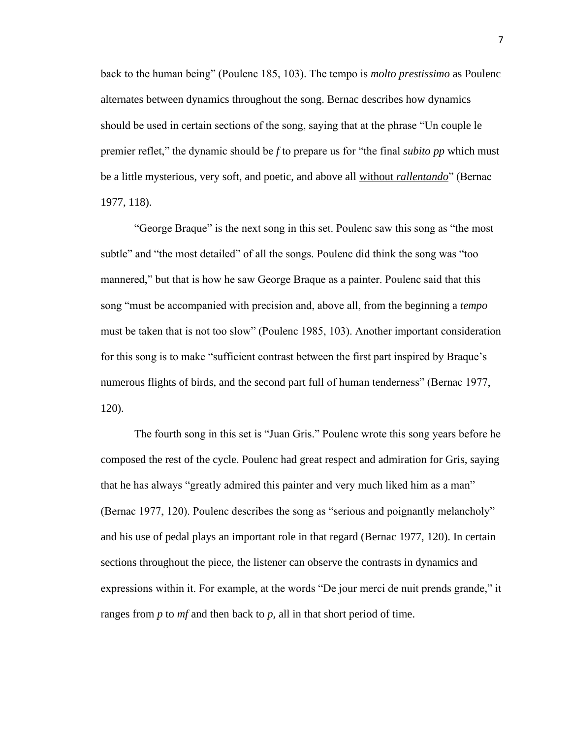back to the human being" (Poulenc 185, 103). The tempo is *molto prestissimo* as Poulenc alternates between dynamics throughout the song. Bernac describes how dynamics should be used in certain sections of the song, saying that at the phrase "Un couple le premier reflet," the dynamic should be *f* to prepare us for "the final *subito pp* which must be a little mysterious, very soft, and poetic, and above all <u>without *rallentando*</u>" (Bernac 1977, 118).

"George Braque" is the next song in this set. Poulenc saw this song as "the most subtle" and "the most detailed" of all the songs. Poulenc did think the song was "too mannered," but that is how he saw George Braque as a painter. Poulenc said that this song "must be accompanied with precision and, above all, from the beginning a *tempo* must be taken that is not too slow" (Poulenc 1985, 103). Another important consideration for this song is to make "sufficient contrast between the first part inspired by Braque's numerous flights of birds, and the second part full of human tenderness" (Bernac 1977, 120).

The fourth song in this set is "Juan Gris." Poulenc wrote this song years before he composed the rest of the cycle. Poulenc had great respect and admiration for Gris, saying that he has always "greatly admired this painter and very much liked him as a man" (Bernac 1977, 120). Poulenc describes the song as "serious and poignantly melancholy" and his use of pedal plays an important role in that regard (Bernac 1977, 120). In certain sections throughout the piece, the listener can observe the contrasts in dynamics and expressions within it. For example, at the words "De jour merci de nuit prends grande," it ranges from *p* to *mf* and then back to *p*, all in that short period of time.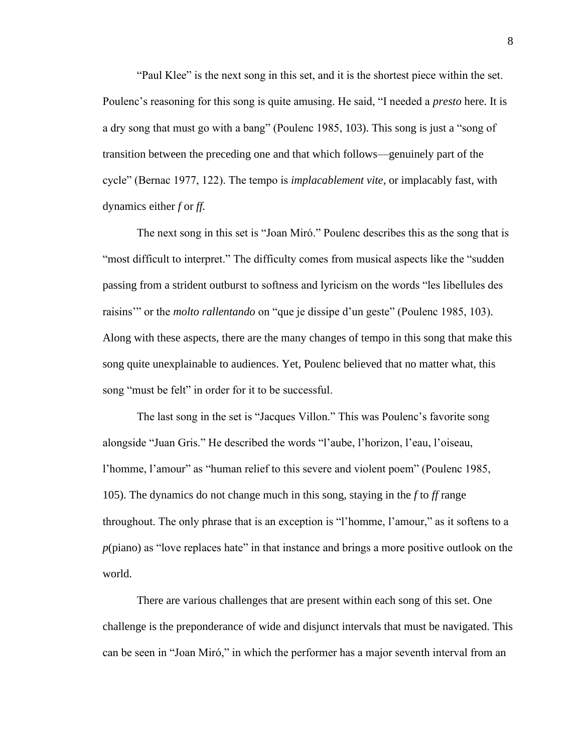“Paul Klee” is the next song in this set, and it is the shortest piece within the set. Poulenc’s reasoning for this song is quite amusing. He said, “I needed a *presto* here. It is a dry song that must go with a bang” (Poulenc 1985, 103). This song is just a “song of transition between the preceding one and that which follows—genuinely part of the cycle” (Bernac 1977, 122). The tempo is *implacablement vite,* or implacably fast, with dynamics either *f* or *ff.*

The next song in this set is “Joan Miró.” Poulenc describes this as the song that is “most difficult to interpret.” The difficulty comes from musical aspects like the “sudden passing from a strident outburst to softness and lyricism on the words “les libellules des raisins’” or the *molto rallentando* on “que je dissipe d’un geste” (Poulenc 1985, 103). Along with these aspects, there are the many changes of tempo in this song that make this song quite unexplainable to audiences. Yet, Poulenc believed that no matter what, this song “must be felt” in order for it to be successful.

The last song in the set is “Jacques Villon.” This was Poulenc’s favorite song alongside “Juan Gris.” He described the words “l’aube, l’horizon, l’eau, l’oiseau, l’homme, l’amour” as “human relief to this severe and violent poem” (Poulenc 1985, 105). The dynamics do not change much in this song, staying in the *f* to *ff* range throughout. The only phrase that is an exception is “l’homme, l’amour,” as it softens to a *p*(piano) as “love replaces hate” in that instance and brings a more positive outlook on the world.

There are various challenges that are present within each song of this set. One challenge is the preponderance of wide and disjunct intervals that must be navigated. This can be seen in “Joan Miró,” in which the performer has a major seventh interval from an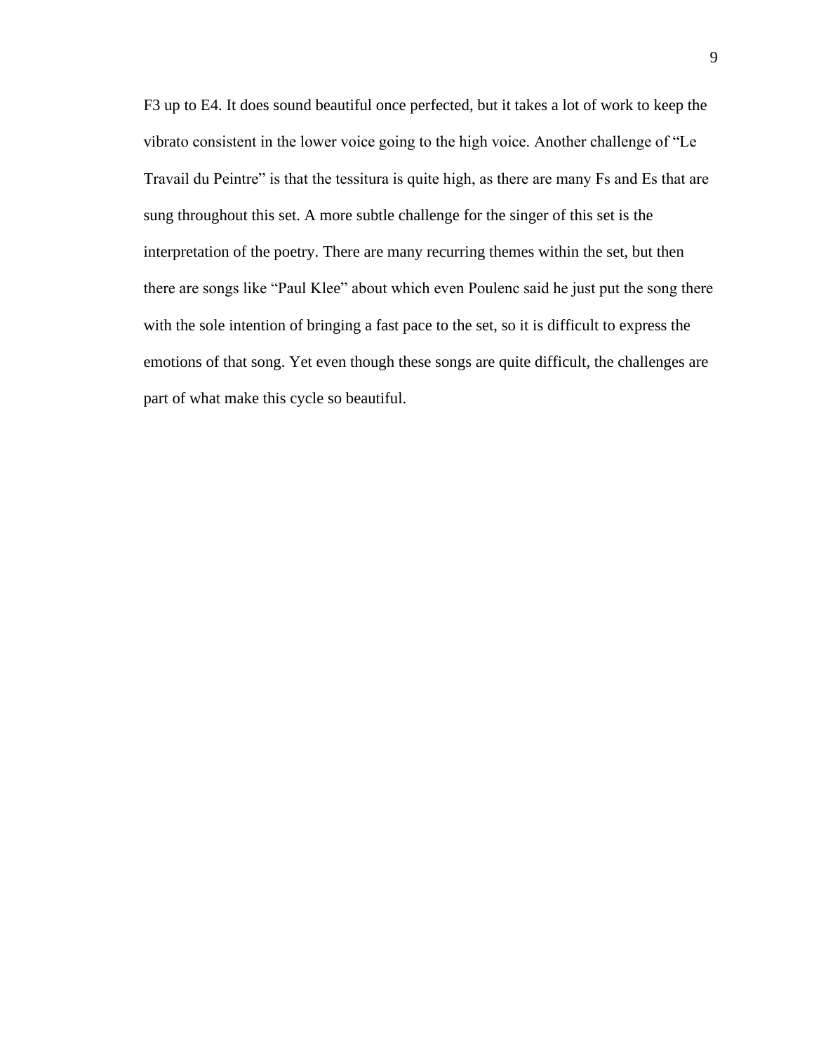F3 up to E4. It does sound beautiful once perfected, but it takes a lot of work to keep the vibrato consistent in the lower voice going to the high voice. Another challenge of "Le Travail du Peintre" is that the tessitura is quite high, as there are many Fs and Es that are sung throughout this set. A more subtle challenge for the singer of this set is the interpretation of the poetry. There are many recurring themes within the set, but then there are songs like "Paul Klee" about which even Poulenc said he just put the song there with the sole intention of bringing a fast pace to the set, so it is difficult to express the emotions of that song. Yet even though these songs are quite difficult, the challenges are part of what make this cycle so beautiful.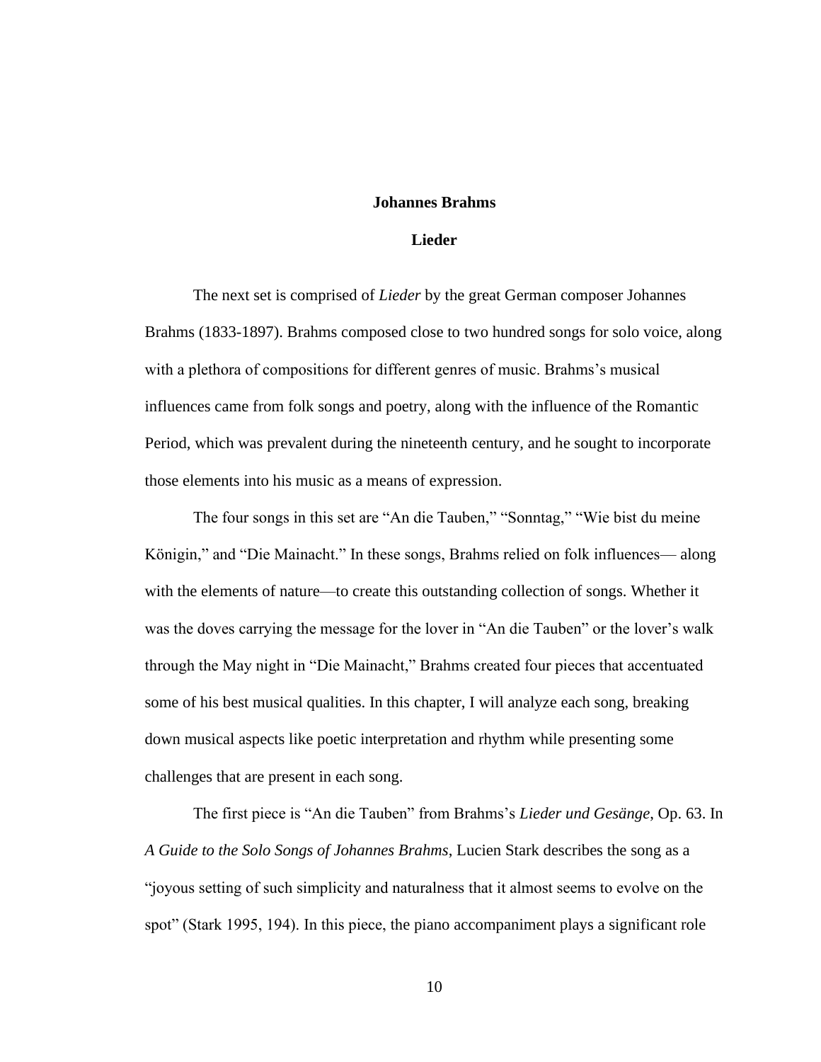## Johannes Brahms

### Lieder

The next set is comprised of *Lieder* by the great German composer Johannes Brahms (1833-1897). Brahms composed close to two hundred songs for solo voice, along with a plethora of compositions for different genres of music. Brahms's musical influences came from folk songs and poetry, along with the influence of the Romantic Period, which was prevalent during the nineteenth century, and he sought to incorporate those elements into his music as a means of expression.

The four songs in this set are "An die Tauben," "Sonntag," "Wie bist du meine Königin," and "Die Mainacht." In these songs, Brahms relied on folk influences— along with the elements of nature—to create this outstanding collection of songs. Whether it was the doves carrying the message for the lover in "An die Tauben" or the lover's walk through the May night in "Die Mainacht," Brahms created four pieces that accentuated some of his best musical qualities. In this chapter, I will analyze each song, breaking down musical aspects like poetic interpretation and rhythm while presenting some challenges that are present in each song.

The first piece is "An die Tauben" from Brahms's *Lieder und Gesänge*, Op. 63. In *A Guide to the Solo Songs of Johannes Brahms*, Lucien Stark describes the song as a "joyous setting of such simplicity and naturalness that it almost seems to evolve on the spot" (Stark 1995, 194). In this piece, the piano accompaniment plays a significant role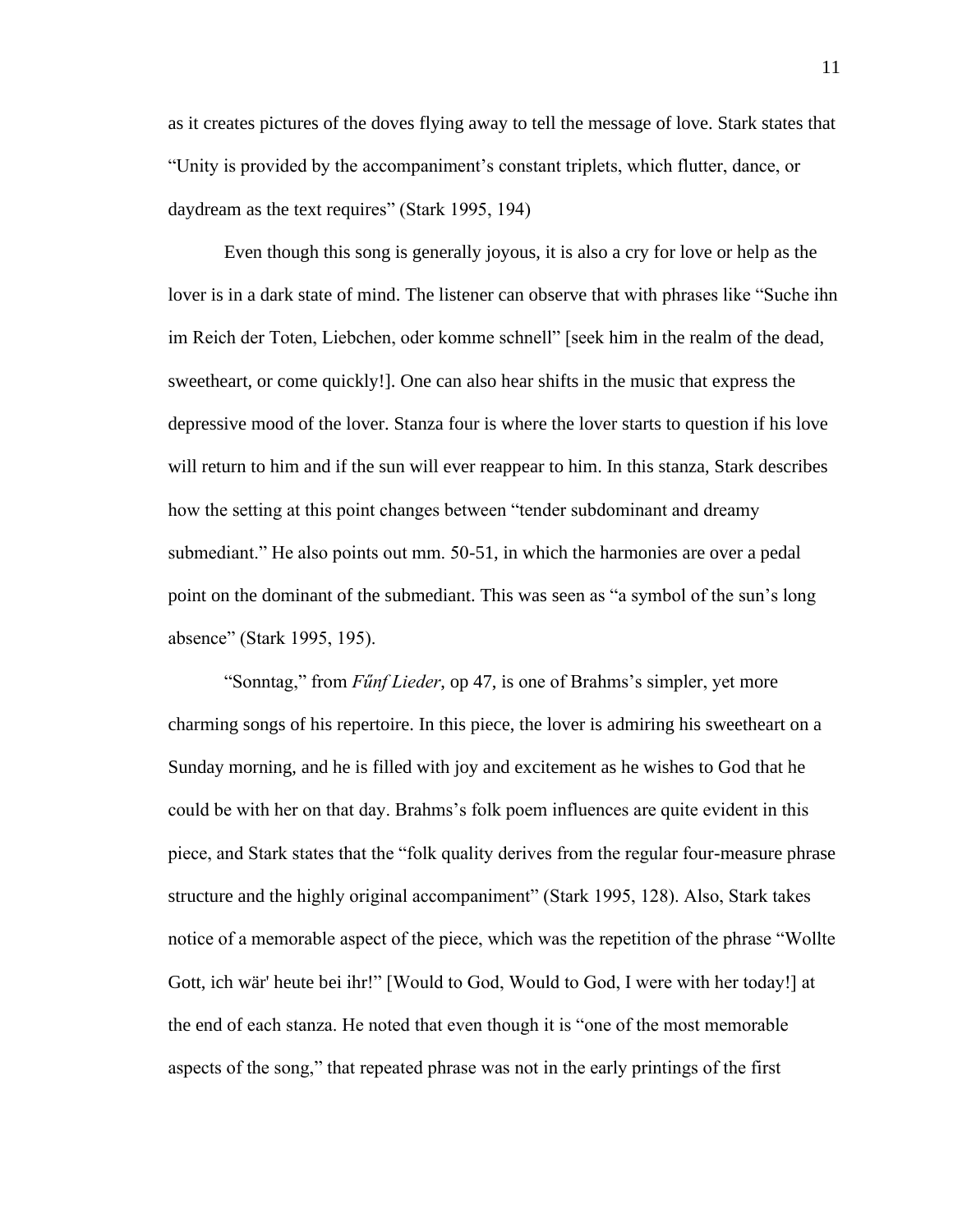as it creates pictures of the doves flying away to tell the message of love. Stark states that "Unity is provided by the accompaniment's constant triplets, which flutter, dance, or daydream as the text requires" (Stark 1995, 194)

Even though this song is generally joyous, it is also a cry for love or help as the lover is in a dark state of mind. The listener can observe that with phrases like "Suche ihn im Reich der Toten, Liebchen, oder komme schnell" [seek him in the realm of the dead, sweetheart, or come quickly!]. One can also hear shifts in the music that express the depressive mood of the lover. Stanza four is where the lover starts to question if his love will return to him and if the sun will ever reappear to him. In this stanza, Stark describes how the setting at this point changes between "tender subdominant and dreamy submediant." He also points out mm. 50-51, in which the harmonies are over a pedal point on the dominant of the submediant. This was seen as "a symbol of the sun's long absence" (Stark 1995, 195).

"Sonntag," from *Fűnf Lieder*, op 47, is one of Brahms's simpler, yet more charming songs of his repertoire. In this piece, the lover is admiring his sweetheart on a Sunday morning, and he is filled with joy and excitement as he wishes to God that he could be with her on that day. Brahms's folk poem influences are quite evident in this piece, and Stark states that the "folk quality derives from the regular four-measure phrase structure and the highly original accompaniment" (Stark 1995, 128). Also, Stark takes notice of a memorable aspect of the piece, which was the repetition of the phrase "Wollte Gott, ich wär' heute bei ihr!" [Would to God, Would to God, I were with her today!] at the end of each stanza. He noted that even though it is "one of the most memorable aspects of the song," that repeated phrase was not in the early printings of the first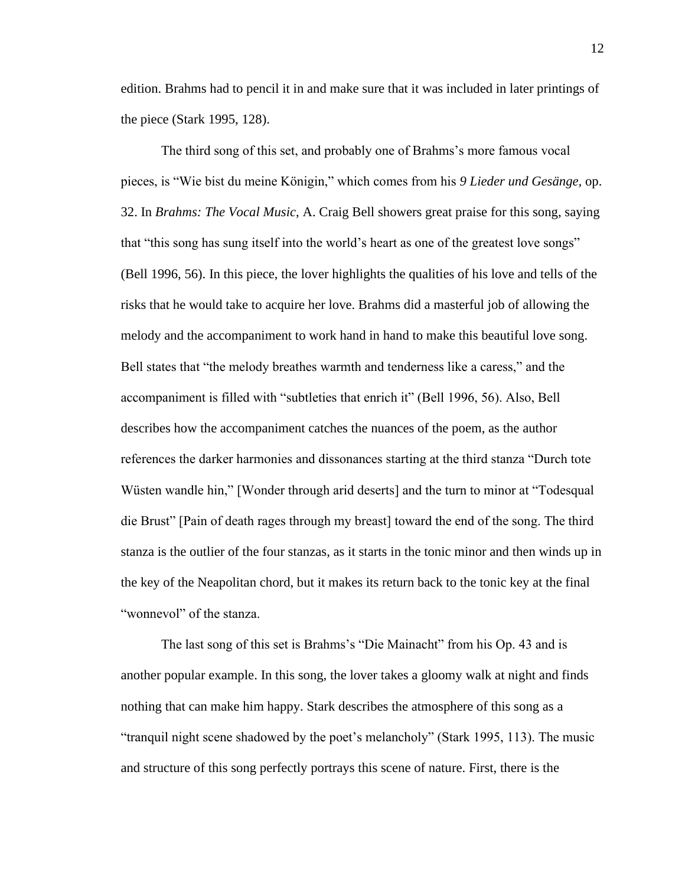edition. Brahms had to pencil it in and make sure that it was included in later printings of the piece (Stark 1995, 128).

The third song of this set, and probably one of Brahms's more famous vocal pieces, is "Wie bist du meine Königin," which comes from his *9 Lieder und Gesänge*, op. 32. In *Brahms: The Vocal Music*, A. Craig Bell showers great praise for this song, saying that "this song has sung itself into the world's heart as one of the greatest love songs" (Bell 1996, 56). In this piece, the lover highlights the qualities of his love and tells of the risks that he would take to acquire her love. Brahms did a masterful job of allowing the melody and the accompaniment to work hand in hand to make this beautiful love song. Bell states that "the melody breathes warmth and tenderness like a caress," and the accompaniment is filled with "subtleties that enrich it" (Bell 1996, 56). Also, Bell describes how the accompaniment catches the nuances of the poem, as the author references the darker harmonies and dissonances starting at the third stanza "Durch tote Wüsten wandle hin," [Wonder through arid deserts] and the turn to minor at "Todesqual die Brust" [Pain of death rages through my breast] toward the end of the song. The third stanza is the outlier of the four stanzas, as it starts in the tonic minor and then winds up in the key of the Neapolitan chord, but it makes its return back to the tonic key at the final "wonnevol" of the stanza.

The last song of this set is Brahms's "Die Mainacht" from his Op. 43 and is another popular example. In this song, the lover takes a gloomy walk at night and finds nothing that can make him happy. Stark describes the atmosphere of this song as a "tranquil night scene shadowed by the poet's melancholy" (Stark 1995, 113). The music and structure of this song perfectly portrays this scene of nature. First, there is the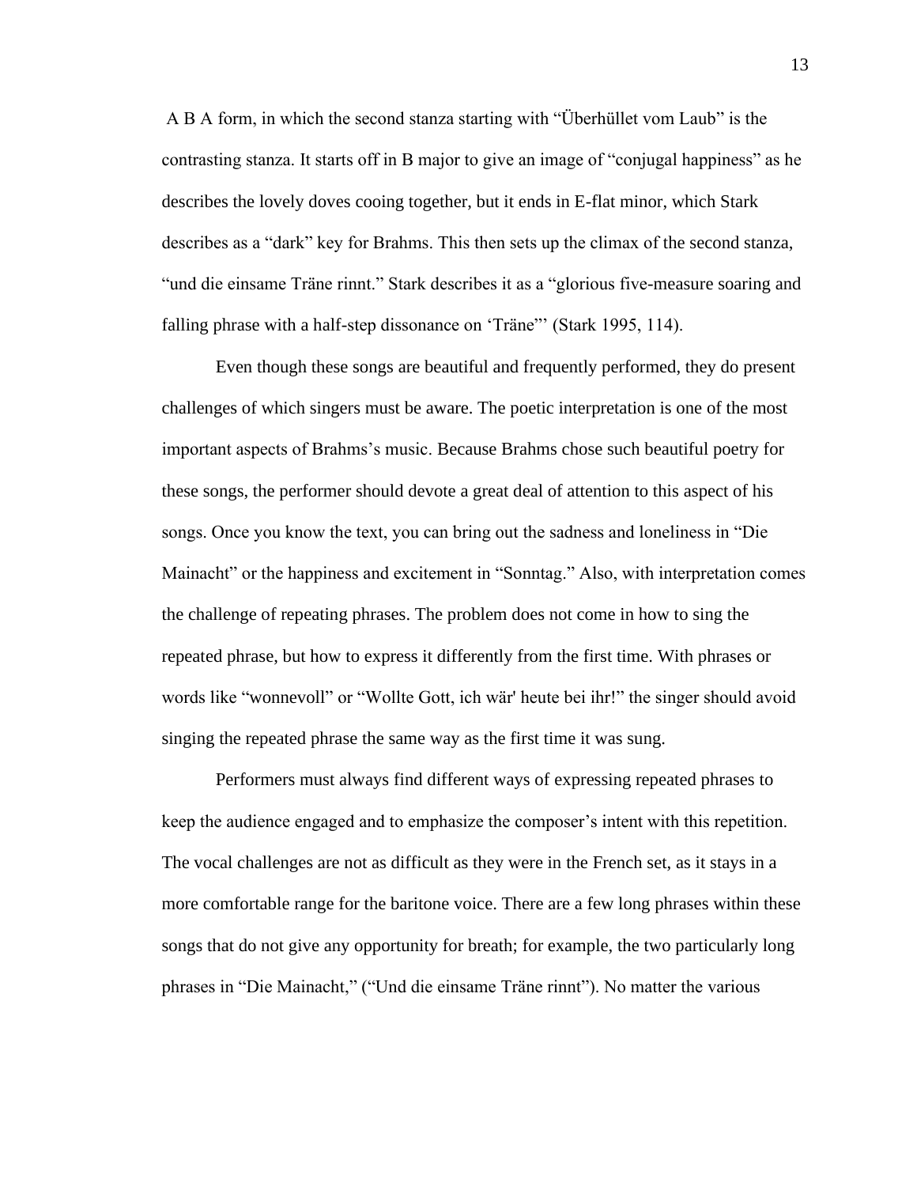A B A form, in which the second stanza starting with "Überhüllet vom Laub" is the contrasting stanza. It starts off in B major to give an image of "conjugal happiness" as he describes the lovely doves cooing together, but it ends in E-flat minor, which Stark describes as a "dark" key for Brahms. This then sets up the climax of the second stanza, "und die einsame Träne rinnt." Stark describes it as a "glorious five-measure soaring and falling phrase with a half-step dissonance on 'Träne"' (Stark 1995, 114).

Even though these songs are beautiful and frequently performed, they do present challenges of which singers must be aware. The poetic interpretation is one of the most important aspects of Brahms's music. Because Brahms chose such beautiful poetry for these songs, the performer should devote a great deal of attention to this aspect of his songs. Once you know the text, you can bring out the sadness and loneliness in "Die Mainacht" or the happiness and excitement in "Sonntag." Also, with interpretation comes the challenge of repeating phrases. The problem does not come in how to sing the repeated phrase, but how to express it differently from the first time. With phrases or words like "wonnevoll" or "Wollte Gott, ich wär' heute bei ihr!" the singer should avoid singing the repeated phrase the same way as the first time it was sung.

Performers must always find different ways of expressing repeated phrases to keep the audience engaged and to emphasize the composer's intent with this repetition. The vocal challenges are not as difficult as they were in the French set, as it stays in a more comfortable range for the baritone voice. There are a few long phrases within these songs that do not give any opportunity for breath; for example, the two particularly long phrases in "Die Mainacht," ("Und die einsame Träne rinnt"). No matter the various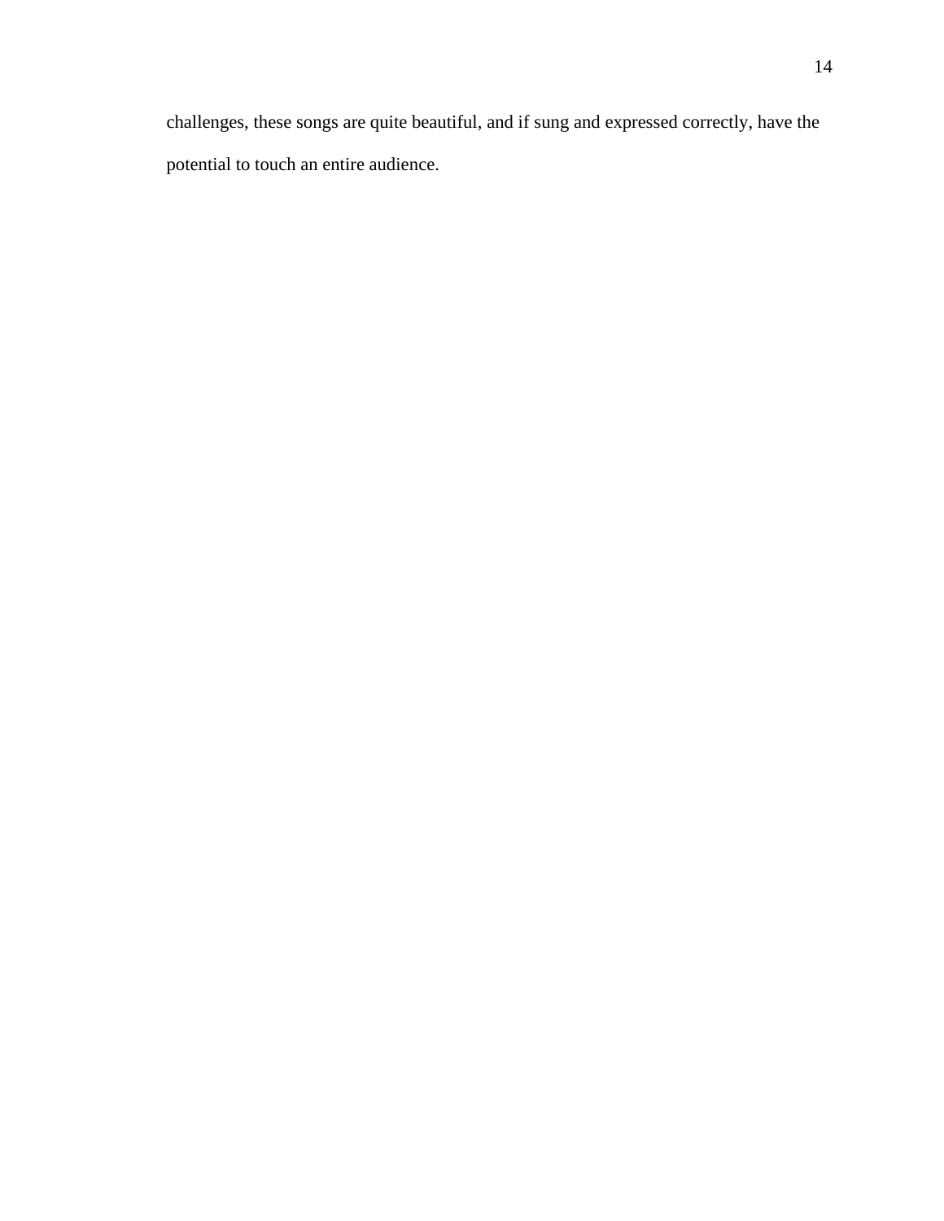challenges, these songs are quite beautiful, and if sung and expressed correctly, have the potential to touch an entire audience.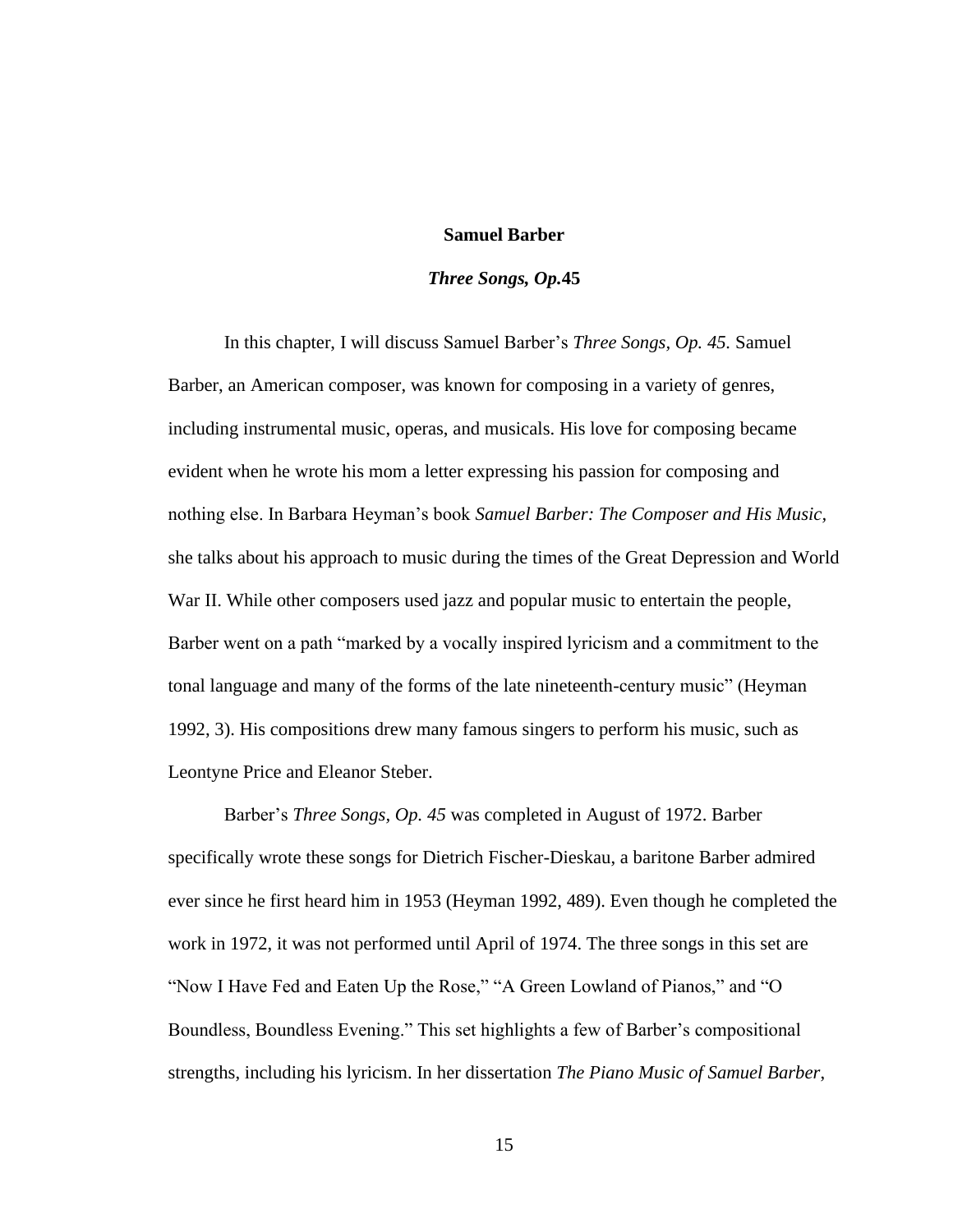## Samuel Barber

### ***Three Songs, Op.*45**

In this chapter, I will discuss Samuel Barber's *Three Songs, Op. 45.* Samuel Barber, an American composer, was known for composing in a variety of genres, including instrumental music, operas, and musicals. His love for composing became evident when he wrote his mom a letter expressing his passion for composing and nothing else. In Barbara Heyman's book *Samuel Barber: The Composer and His Music,* she talks about his approach to music during the times of the Great Depression and World War II. While other composers used jazz and popular music to entertain the people, Barber went on a path "marked by a vocally inspired lyricism and a commitment to the tonal language and many of the forms of the late nineteenth-century music" (Heyman 1992, 3). His compositions drew many famous singers to perform his music, such as Leontyne Price and Eleanor Steber.

Barber's *Three Songs, Op. 45* was completed in August of 1972. Barber specifically wrote these songs for Dietrich Fischer-Dieskau, a baritone Barber admired ever since he first heard him in 1953 (Heyman 1992, 489). Even though he completed the work in 1972, it was not performed until April of 1974. The three songs in this set are "Now I Have Fed and Eaten Up the Rose," "A Green Lowland of Pianos," and "O Boundless, Boundless Evening." This set highlights a few of Barber's compositional strengths, including his lyricism. In her dissertation *The Piano Music of Samuel Barber*,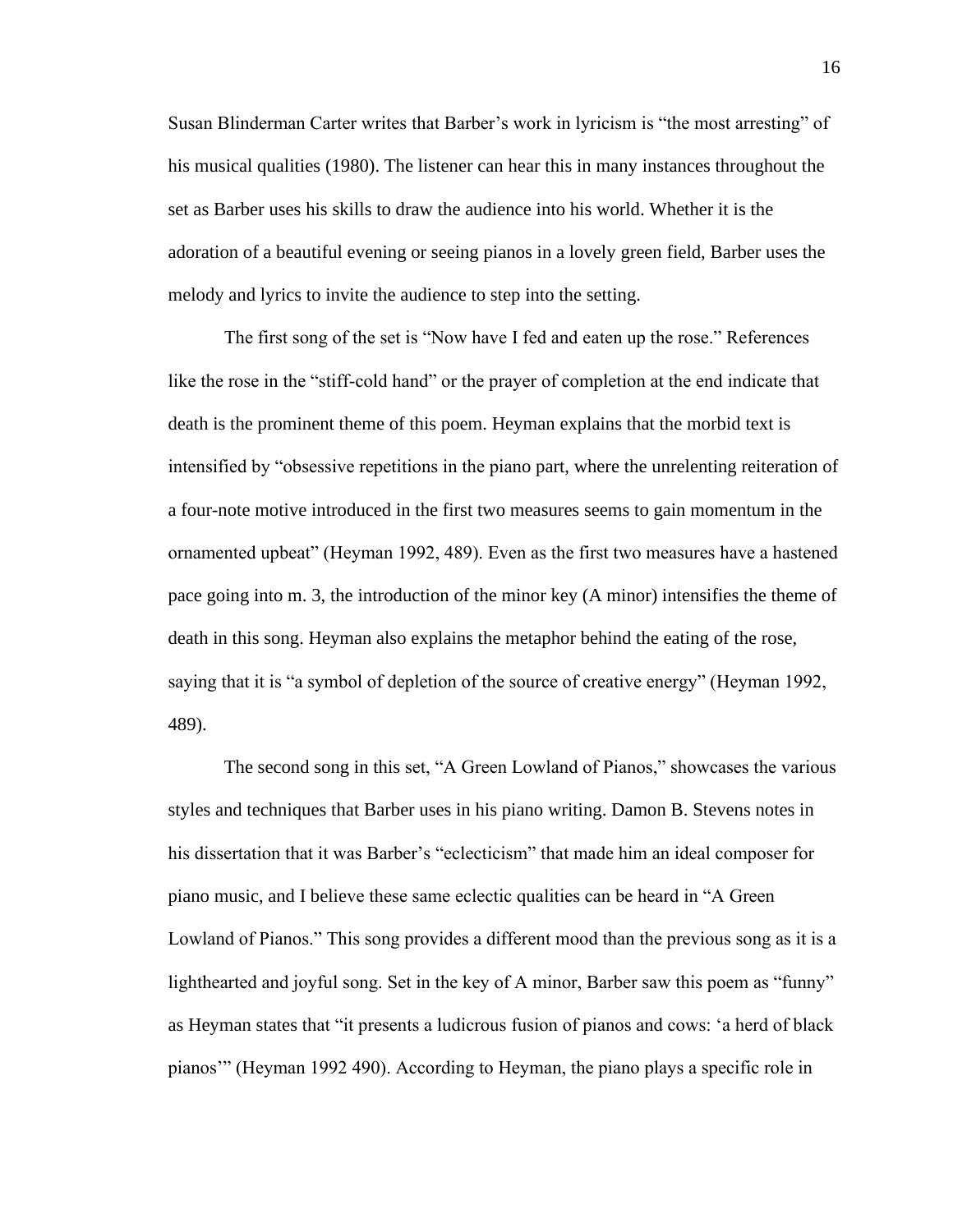Susan Blinderman Carter writes that Barber's work in lyricism is "the most arresting" of his musical qualities (1980). The listener can hear this in many instances throughout the set as Barber uses his skills to draw the audience into his world. Whether it is the adoration of a beautiful evening or seeing pianos in a lovely green field, Barber uses the melody and lyrics to invite the audience to step into the setting.

The first song of the set is "Now have I fed and eaten up the rose." References like the rose in the "stiff-cold hand" or the prayer of completion at the end indicate that death is the prominent theme of this poem. Heyman explains that the morbid text is intensified by "obsessive repetitions in the piano part, where the unrelenting reiteration of a four-note motive introduced in the first two measures seems to gain momentum in the ornamented upbeat" (Heyman 1992, 489). Even as the first two measures have a hastened pace going into m. 3, the introduction of the minor key (A minor) intensifies the theme of death in this song. Heyman also explains the metaphor behind the eating of the rose, saying that it is "a symbol of depletion of the source of creative energy" (Heyman 1992, 489).

The second song in this set, "A Green Lowland of Pianos," showcases the various styles and techniques that Barber uses in his piano writing. Damon B. Stevens notes in his dissertation that it was Barber's "eclecticism" that made him an ideal composer for piano music, and I believe these same eclectic qualities can be heard in "A Green Lowland of Pianos." This song provides a different mood than the previous song as it is a lighthearted and joyful song. Set in the key of A minor, Barber saw this poem as "funny" as Heyman states that "it presents a ludicrous fusion of pianos and cows: 'a herd of black pianos'" (Heyman 1992 490). According to Heyman, the piano plays a specific role in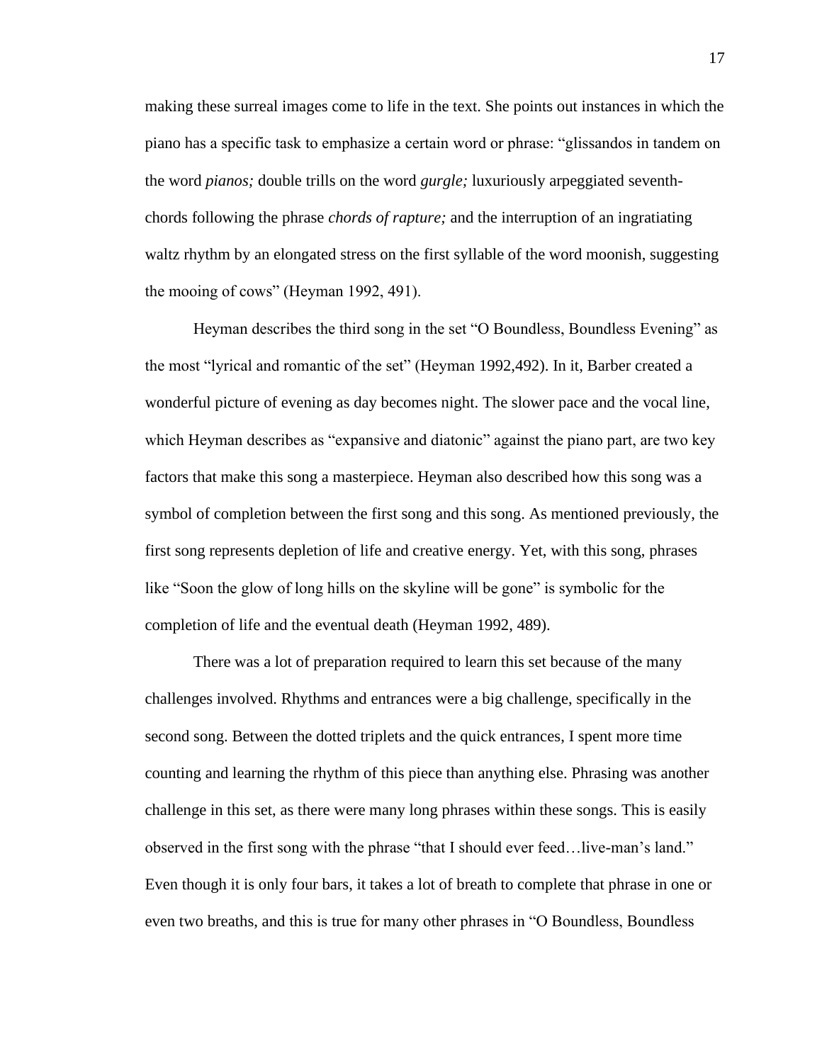making these surreal images come to life in the text. She points out instances in which the piano has a specific task to emphasize a certain word or phrase: "glissandos in tandem on the word *pianos;* double trills on the word *gurgle;* luxuriously arpeggiated seventh-chords following the phrase *chords of rapture;* and the interruption of an ingratiating waltz rhythm by an elongated stress on the first syllable of the word moonish, suggesting the mooing of cows" (Heyman 1992, 491).

Heyman describes the third song in the set "O Boundless, Boundless Evening" as the most "lyrical and romantic of the set" (Heyman 1992,492). In it, Barber created a wonderful picture of evening as day becomes night. The slower pace and the vocal line, which Heyman describes as "expansive and diatonic" against the piano part, are two key factors that make this song a masterpiece. Heyman also described how this song was a symbol of completion between the first song and this song. As mentioned previously, the first song represents depletion of life and creative energy. Yet, with this song, phrases like "Soon the glow of long hills on the skyline will be gone" is symbolic for the completion of life and the eventual death (Heyman 1992, 489).

There was a lot of preparation required to learn this set because of the many challenges involved. Rhythms and entrances were a big challenge, specifically in the second song. Between the dotted triplets and the quick entrances, I spent more time counting and learning the rhythm of this piece than anything else. Phrasing was another challenge in this set, as there were many long phrases within these songs. This is easily observed in the first song with the phrase "that I should ever feed…live-man's land." Even though it is only four bars, it takes a lot of breath to complete that phrase in one or even two breaths, and this is true for many other phrases in "O Boundless, Boundless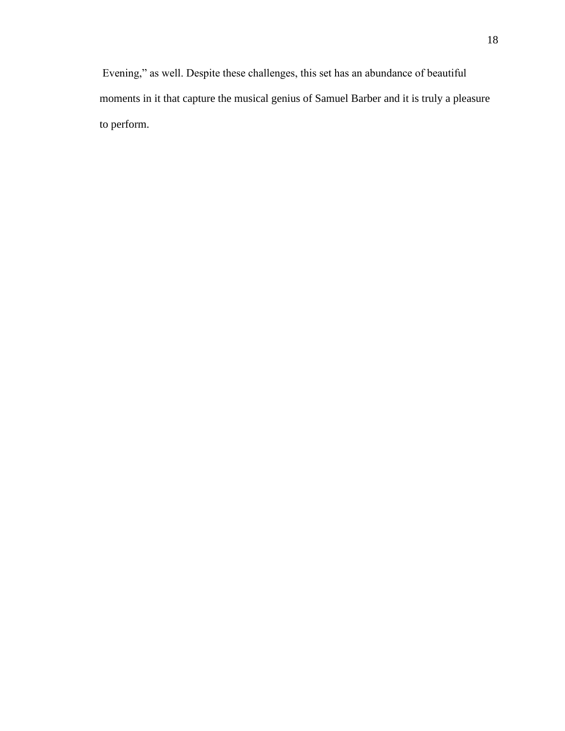Evening," as well. Despite these challenges, this set has an abundance of beautiful moments in it that capture the musical genius of Samuel Barber and it is truly a pleasure to perform.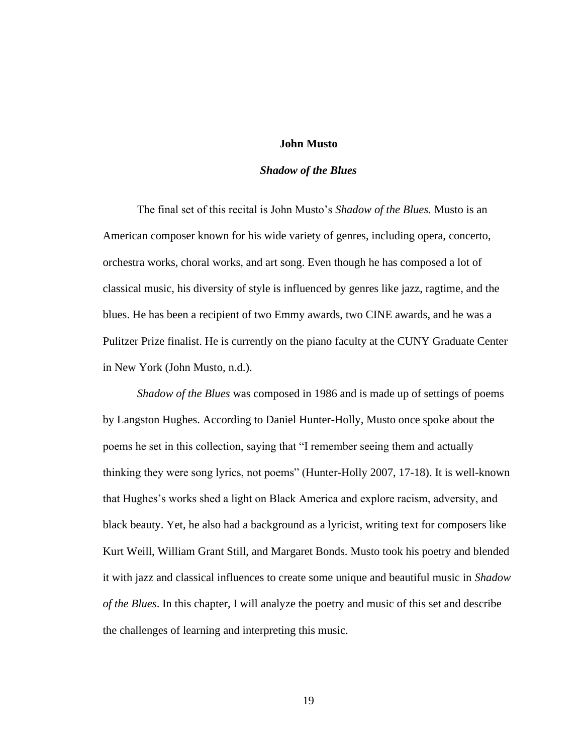## John Musto

### *Shadow of the Blues*

The final set of this recital is John Musto's *Shadow of the Blues.* Musto is an American composer known for his wide variety of genres, including opera, concerto, orchestra works, choral works, and art song. Even though he has composed a lot of classical music, his diversity of style is influenced by genres like jazz, ragtime, and the blues. He has been a recipient of two Emmy awards, two CINE awards, and he was a Pulitzer Prize finalist. He is currently on the piano faculty at the CUNY Graduate Center in New York (John Musto, n.d.).

*Shadow of the Blues* was composed in 1986 and is made up of settings of poems by Langston Hughes. According to Daniel Hunter-Holly, Musto once spoke about the poems he set in this collection, saying that "I remember seeing them and actually thinking they were song lyrics, not poems" (Hunter-Holly 2007, 17-18). It is well-known that Hughes's works shed a light on Black America and explore racism, adversity, and black beauty. Yet, he also had a background as a lyricist, writing text for composers like Kurt Weill, William Grant Still, and Margaret Bonds. Musto took his poetry and blended it with jazz and classical influences to create some unique and beautiful music in *Shadow of the Blues*. In this chapter, I will analyze the poetry and music of this set and describe the challenges of learning and interpreting this music.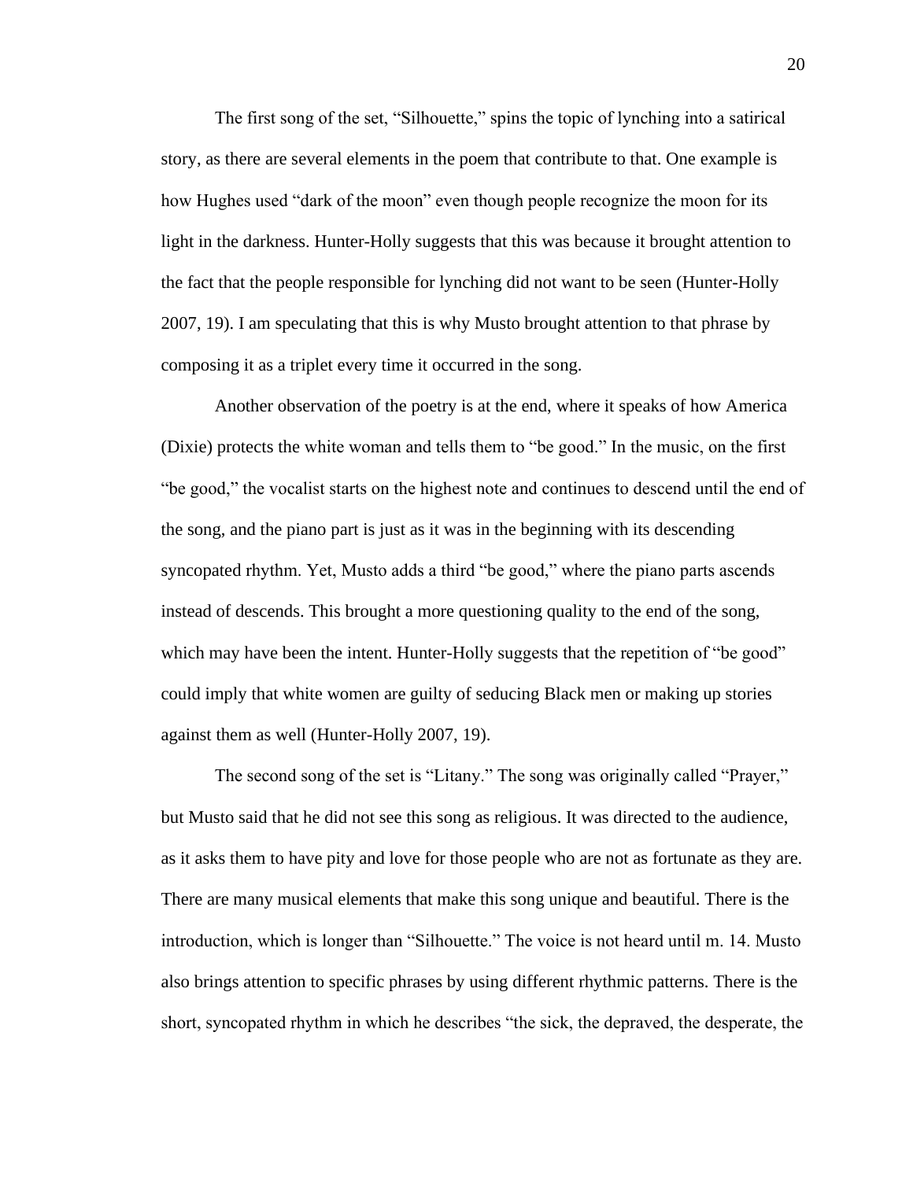The first song of the set, "Silhouette," spins the topic of lynching into a satirical story, as there are several elements in the poem that contribute to that. One example is how Hughes used "dark of the moon" even though people recognize the moon for its light in the darkness. Hunter-Holly suggests that this was because it brought attention to the fact that the people responsible for lynching did not want to be seen (Hunter-Holly 2007, 19). I am speculating that this is why Musto brought attention to that phrase by composing it as a triplet every time it occurred in the song.

Another observation of the poetry is at the end, where it speaks of how America (Dixie) protects the white woman and tells them to "be good." In the music, on the first "be good," the vocalist starts on the highest note and continues to descend until the end of the song, and the piano part is just as it was in the beginning with its descending syncopated rhythm. Yet, Musto adds a third "be good," where the piano parts ascends instead of descends. This brought a more questioning quality to the end of the song, which may have been the intent. Hunter-Holly suggests that the repetition of "be good" could imply that white women are guilty of seducing Black men or making up stories against them as well (Hunter-Holly 2007, 19).

The second song of the set is "Litany." The song was originally called "Prayer," but Musto said that he did not see this song as religious. It was directed to the audience, as it asks them to have pity and love for those people who are not as fortunate as they are. There are many musical elements that make this song unique and beautiful. There is the introduction, which is longer than "Silhouette." The voice is not heard until m. 14. Musto also brings attention to specific phrases by using different rhythmic patterns. There is the short, syncopated rhythm in which he describes "the sick, the depraved, the desperate, the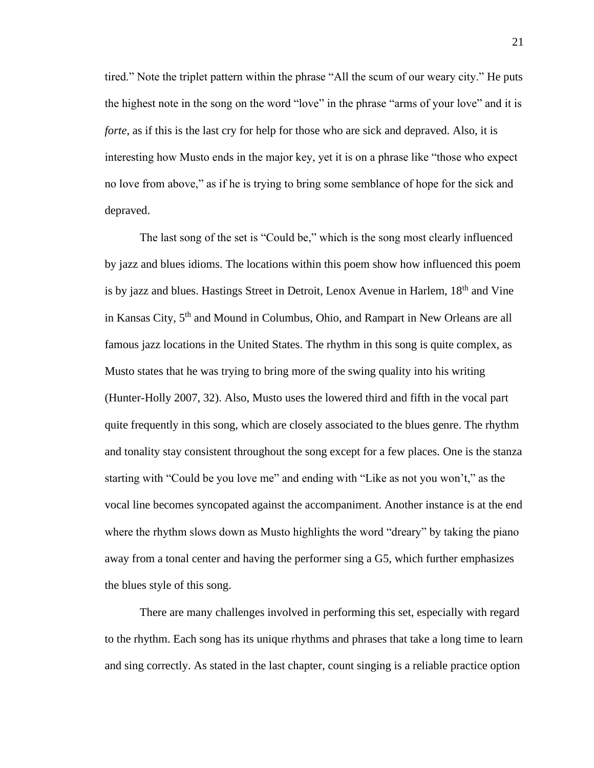tired." Note the triplet pattern within the phrase "All the scum of our weary city." He puts the highest note in the song on the word "love" in the phrase "arms of your love" and it is *forte*, as if this is the last cry for help for those who are sick and depraved. Also, it is interesting how Musto ends in the major key, yet it is on a phrase like "those who expect no love from above," as if he is trying to bring some semblance of hope for the sick and depraved.

The last song of the set is "Could be," which is the song most clearly influenced by jazz and blues idioms. The locations within this poem show how influenced this poem is by jazz and blues. Hastings Street in Detroit, Lenox Avenue in Harlem, 18th and Vine in Kansas City, 5th and Mound in Columbus, Ohio, and Rampart in New Orleans are all famous jazz locations in the United States. The rhythm in this song is quite complex, as Musto states that he was trying to bring more of the swing quality into his writing (Hunter-Holly 2007, 32). Also, Musto uses the lowered third and fifth in the vocal part quite frequently in this song, which are closely associated to the blues genre. The rhythm and tonality stay consistent throughout the song except for a few places. One is the stanza starting with "Could be you love me" and ending with "Like as not you won't," as the vocal line becomes syncopated against the accompaniment. Another instance is at the end where the rhythm slows down as Musto highlights the word "dreary" by taking the piano away from a tonal center and having the performer sing a G5, which further emphasizes the blues style of this song.

There are many challenges involved in performing this set, especially with regard to the rhythm. Each song has its unique rhythms and phrases that take a long time to learn and sing correctly. As stated in the last chapter, count singing is a reliable practice option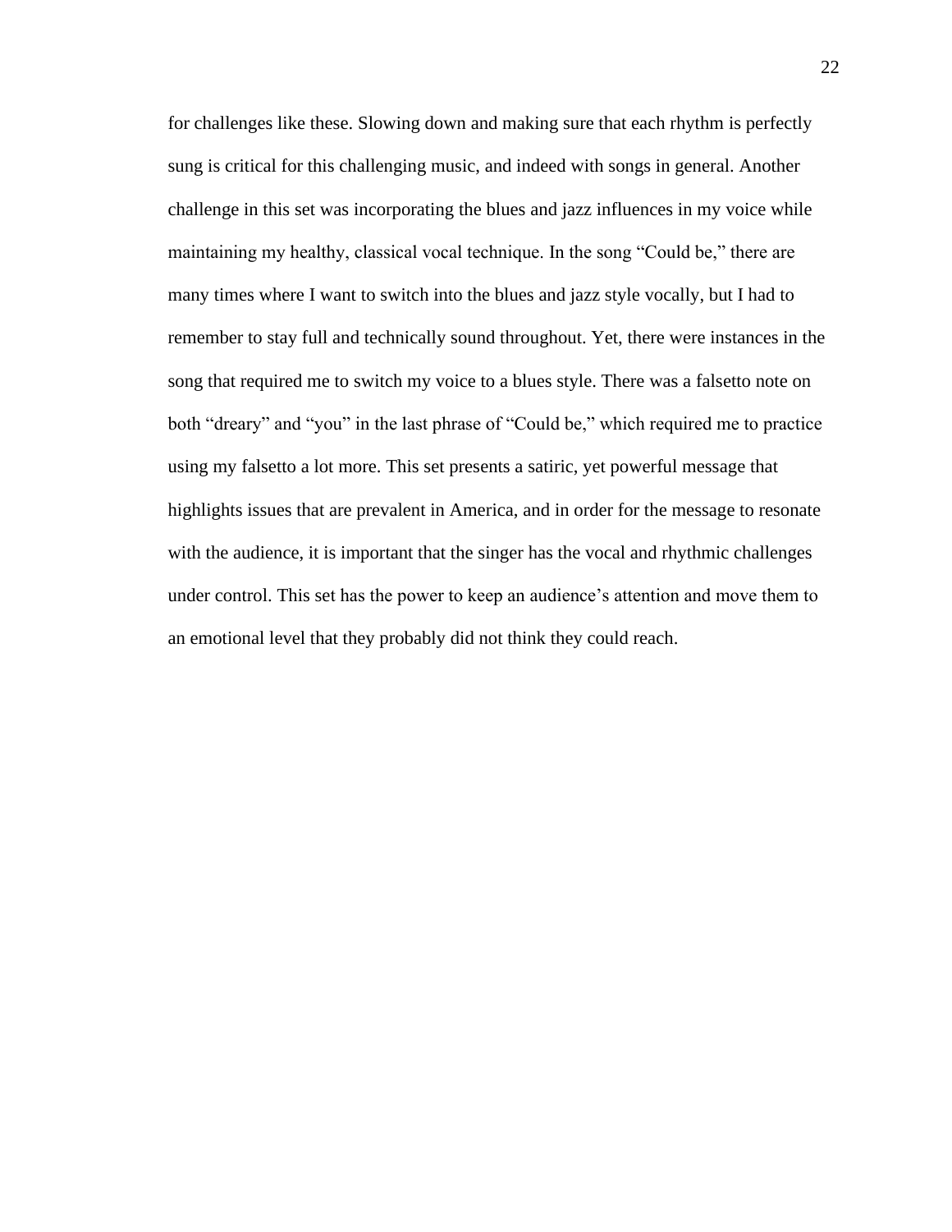for challenges like these. Slowing down and making sure that each rhythm is perfectly sung is critical for this challenging music, and indeed with songs in general. Another challenge in this set was incorporating the blues and jazz influences in my voice while maintaining my healthy, classical vocal technique. In the song "Could be," there are many times where I want to switch into the blues and jazz style vocally, but I had to remember to stay full and technically sound throughout. Yet, there were instances in the song that required me to switch my voice to a blues style. There was a falsetto note on both "dreary" and "you" in the last phrase of "Could be," which required me to practice using my falsetto a lot more. This set presents a satiric, yet powerful message that highlights issues that are prevalent in America, and in order for the message to resonate with the audience, it is important that the singer has the vocal and rhythmic challenges under control. This set has the power to keep an audience's attention and move them to an emotional level that they probably did not think they could reach.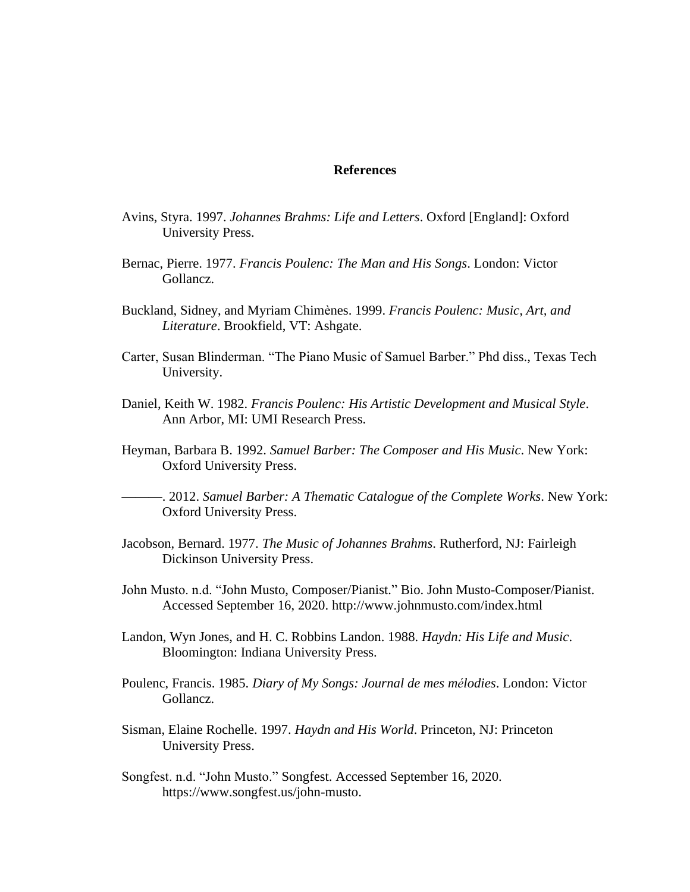# References

Avins, Styra. 1997. *Johannes Brahms: Life and Letters*. Oxford [England]: Oxford University Press.

Bernac, Pierre. 1977. *Francis Poulenc: The Man and His Songs*. London: Victor Gollancz.

Buckland, Sidney, and Myriam Chimènes. 1999. *Francis Poulenc: Music, Art, and Literature*. Brookfield, VT: Ashgate.

Carter, Susan Blinderman. "The Piano Music of Samuel Barber." Phd diss., Texas Tech University.

Daniel, Keith W. 1982. *Francis Poulenc: His Artistic Development and Musical Style*. Ann Arbor, MI: UMI Research Press.

Heyman, Barbara B. 1992. *Samuel Barber: The Composer and His Music*. New York: Oxford University Press.

———. 2012. *Samuel Barber: A Thematic Catalogue of the Complete Works*. New York: Oxford University Press.

Jacobson, Bernard. 1977. *The Music of Johannes Brahms*. Rutherford, NJ: Fairleigh Dickinson University Press.

John Musto. n.d. "John Musto, Composer/Pianist." Bio. John Musto-Composer/Pianist. Accessed September 16, 2020. http://www.johnmusto.com/index.html

Landon, Wyn Jones, and H. C. Robbins Landon. 1988. *Haydn: His Life and Music*. Bloomington: Indiana University Press.

Poulenc, Francis. 1985. *Diary of My Songs: Journal de mes mélodies*. London: Victor Gollancz.

Sisman, Elaine Rochelle. 1997. *Haydn and His World*. Princeton, NJ: Princeton University Press.

Songfest. n.d. "John Musto." Songfest. Accessed September 16, 2020. https://www.songfest.us/john-musto.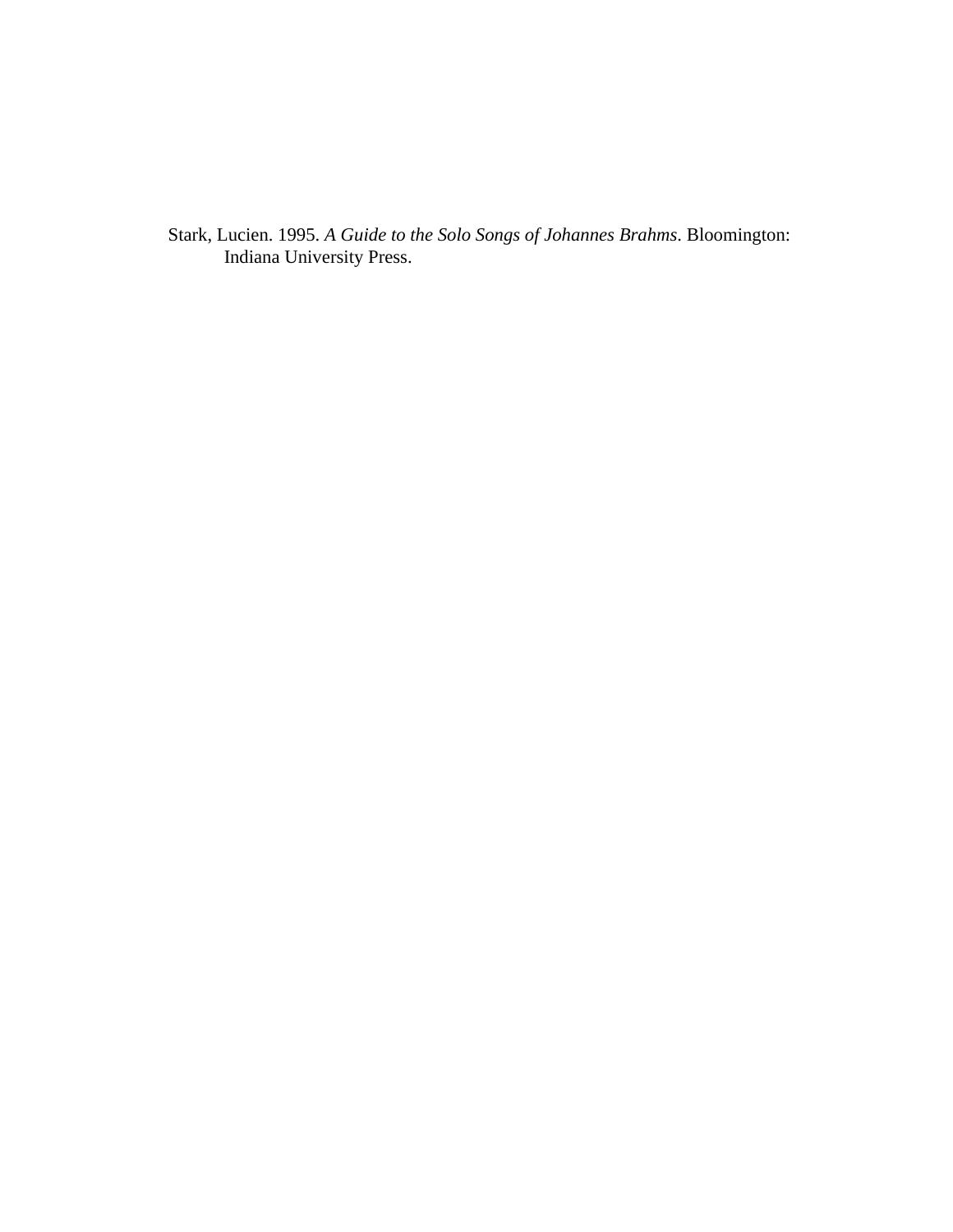Stark, Lucien. 1995. *A Guide to the Solo Songs of Johannes Brahms*. Bloomington: Indiana University Press.